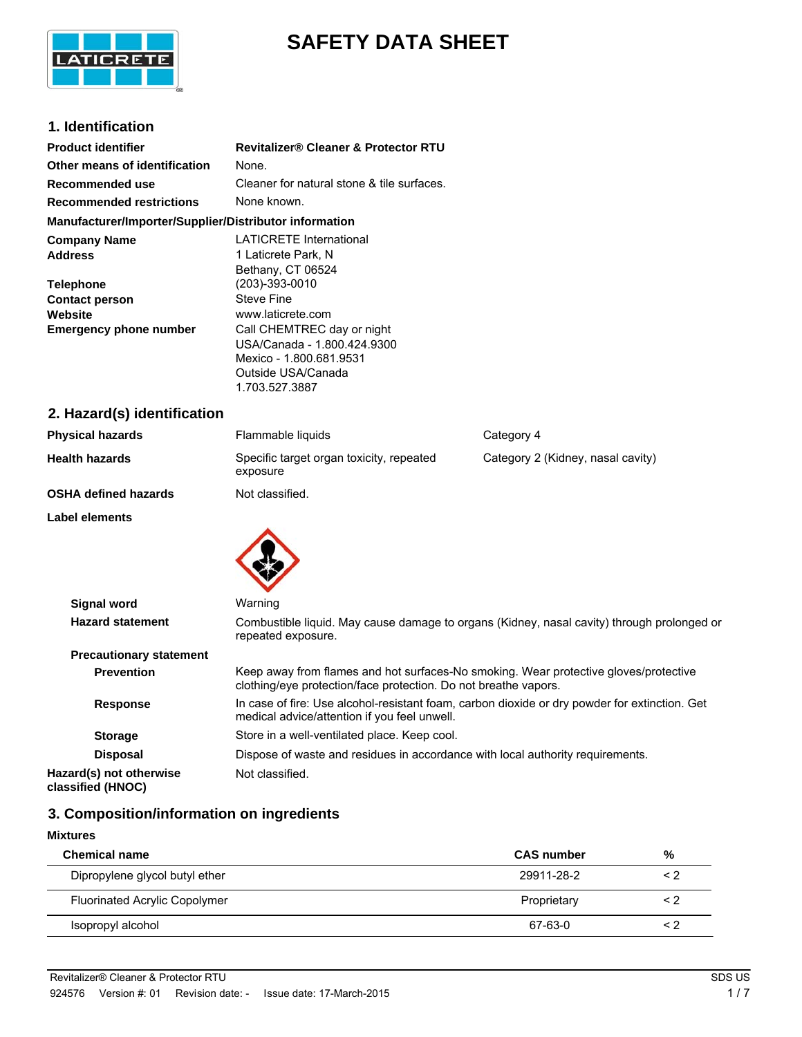# SAFETY DATA SHEET

## 1. Identification

| | |
|---|---|
| **Product identifier** | **Revitalizer® Cleaner & Protector RTU** |
| **Other means of identification** | None. |
| **Recommended use** | Cleaner for natural stone & tile surfaces. |
| **Recommended restrictions** | None known. |

**Manufacturer/Importer/Supplier/Distributor information**

| | |
|---|---|
| **Company Name** | LATICRETE International |
| **Address** | 1 Laticrete Park, N<br>Bethany, CT 06524 |
| **Telephone** | (203)-393-0010 |
| **Contact person** | Steve Fine |
| **Website** | www.laticrete.com |
| **Emergency phone number** | Call CHEMTREC day or night<br>USA/Canada - 1.800.424.9300<br>Mexico - 1.800.681.9531<br>Outside USA/Canada<br>1.703.527.3887 |

## 2. Hazard(s) identification

| | | |
|---|---|---|
| **Physical hazards** | Flammable liquids | Category 4 |
| **Health hazards** | Specific target organ toxicity, repeated exposure | Category 2 (Kidney, nasal cavity) |
| **OSHA defined hazards** | Not classified. | |

**Label elements**

| | |
|---|---|
| **Signal word** | Warning |
| **Hazard statement** | Combustible liquid. May cause damage to organs (Kidney, nasal cavity) through prolonged or repeated exposure. |

**Precautionary statement**

| | |
|---|---|
| **Prevention** | Keep away from flames and hot surfaces-No smoking. Wear protective gloves/protective clothing/eye protection/face protection. Do not breathe vapors. |
| **Response** | In case of fire: Use alcohol-resistant foam, carbon dioxide or dry powder for extinction. Get medical advice/attention if you feel unwell. |
| **Storage** | Store in a well-ventilated place. Keep cool. |
| **Disposal** | Dispose of waste and residues in accordance with local authority requirements. |
| **Hazard(s) not otherwise classified (HNOC)** | Not classified. |

## 3. Composition/information on ingredients

**Mixtures**

| Chemical name | CAS number | % |
|---|---|---|
| Dipropylene glycol butyl ether | 29911-28-2 | < 2 |
| Fluorinated Acrylic Copolymer | Proprietary | < 2 |
| Isopropyl alcohol | 67-63-0 | < 2 |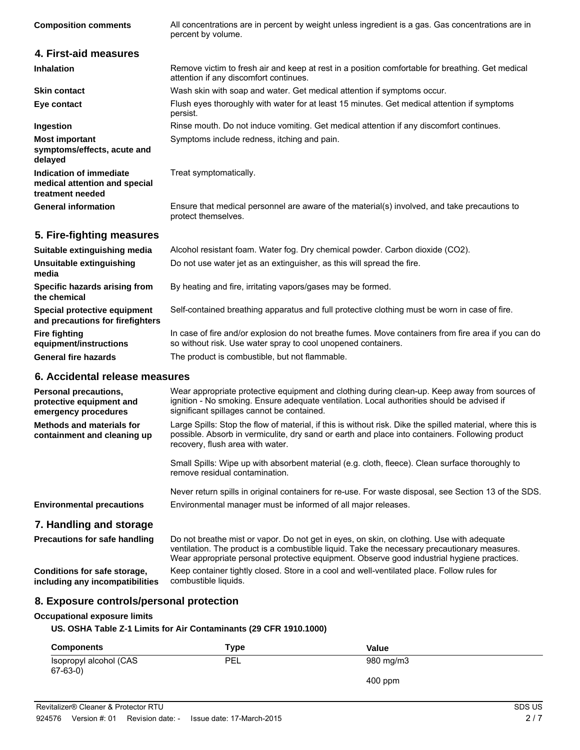**Composition comments** All concentrations are in percent by weight unless ingredient is a gas. Gas concentrations are in percent by volume.

## 4. First-aid measures

**Inhalation** Remove victim to fresh air and keep at rest in a position comfortable for breathing. Get medical attention if any discomfort continues.

**Skin contact** Wash skin with soap and water. Get medical attention if symptoms occur.

**Eye contact** Flush eyes thoroughly with water for at least 15 minutes. Get medical attention if symptoms persist.

**Ingestion** Rinse mouth. Do not induce vomiting. Get medical attention if any discomfort continues.

**Most important symptoms/effects, acute and delayed** Symptoms include redness, itching and pain.

**Indication of immediate medical attention and special treatment needed** Treat symptomatically.

**General information** Ensure that medical personnel are aware of the material(s) involved, and take precautions to protect themselves.

## 5. Fire-fighting measures

**Suitable extinguishing media** Alcohol resistant foam. Water fog. Dry chemical powder. Carbon dioxide ($CO_2$).

**Unsuitable extinguishing media** Do not use water jet as an extinguisher, as this will spread the fire.

**Specific hazards arising from the chemical** By heating and fire, irritating vapors/gases may be formed.

**Special protective equipment and precautions for firefighters** Self-contained breathing apparatus and full protective clothing must be worn in case of fire.

**Fire fighting equipment/instructions** In case of fire and/or explosion do not breathe fumes. Move containers from fire area if you can do so without risk. Use water spray to cool unopened containers.

**General fire hazards** The product is combustible, but not flammable.

## 6. Accidental release measures

**Personal precautions, protective equipment and emergency procedures** Wear appropriate protective equipment and clothing during clean-up. Keep away from sources of ignition - No smoking. Ensure adequate ventilation. Local authorities should be advised if significant spillages cannot be contained.

**Methods and materials for containment and cleaning up** Large Spills: Stop the flow of material, if this is without risk. Dike the spilled material, where this is possible. Absorb in vermiculite, dry sand or earth and place into containers. Following product recovery, flush area with water.

Small Spills: Wipe up with absorbent material (e.g. cloth, fleece). Clean surface thoroughly to remove residual contamination.

Never return spills in original containers for re-use. For waste disposal, see Section 13 of the SDS.

**Environmental precautions** Environmental manager must be informed of all major releases.

## 7. Handling and storage

**Precautions for safe handling** Do not breathe mist or vapor. Do not get in eyes, on skin, on clothing. Use with adequate ventilation. The product is a combustible liquid. Take the necessary precautionary measures. Wear appropriate personal protective equipment. Observe good industrial hygiene practices.

**Conditions for safe storage, including any incompatibilities** Keep container tightly closed. Store in a cool and well-ventilated place. Follow rules for combustible liquids.

## 8. Exposure controls/personal protection

**Occupational exposure limits**

**US. OSHA Table Z-1 Limits for Air Contaminants (29 CFR 1910.1000)**

| Components | Type | Value |
|---|---|---|
| Isopropyl alcohol (CAS 67-63-0) | PEL | 980 mg/m3 |
| | | 400 ppm |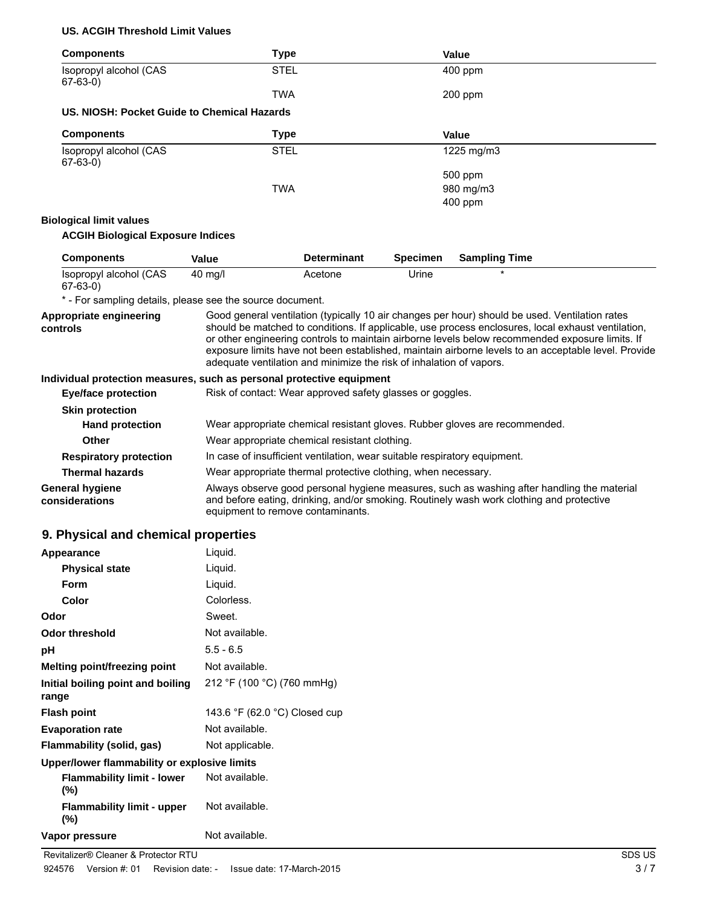**US. ACGIH Threshold Limit Values**

| Components | Type | Value |
|---|---|---|
| Isopropyl alcohol (CAS 67-63-0) | STEL | 400 ppm |
| | TWA | 200 ppm |

**US. NIOSH: Pocket Guide to Chemical Hazards**

| Components | Type | Value |
|---|---|---|
| Isopropyl alcohol (CAS 67-63-0) | STEL | 1225 mg/m3 |
| | | 500 ppm |
| | TWA | 980 mg/m3 |
| | | 400 ppm |

**Biological limit values**

**ACGIH Biological Exposure Indices**

| Components | Value | Determinant | Specimen | Sampling Time |
|---|---|---|---|---|
| Isopropyl alcohol (CAS 67-63-0) | 40 mg/l | Acetone | Urine | * |

* - For sampling details, please see the source document.

**Appropriate engineering controls**
Good general ventilation (typically 10 air changes per hour) should be used. Ventilation rates should be matched to conditions. If applicable, use process enclosures, local exhaust ventilation, or other engineering controls to maintain airborne levels below recommended exposure limits. If exposure limits have not been established, maintain airborne levels to an acceptable level. Provide adequate ventilation and minimize the risk of inhalation of vapors.

**Individual protection measures, such as personal protective equipment**

**Eye/face protection**
Risk of contact: Wear approved safety glasses or goggles.

**Skin protection**

**Hand protection**
Wear appropriate chemical resistant gloves. Rubber gloves are recommended.

**Other**
Wear appropriate chemical resistant clothing.

**Respiratory protection**
In case of insufficient ventilation, wear suitable respiratory equipment.

**Thermal hazards**
Wear appropriate thermal protective clothing, when necessary.

**General hygiene considerations**
Always observe good personal hygiene measures, such as washing after handling the material and before eating, drinking, and/or smoking. Routinely wash work clothing and protective equipment to remove contaminants.

## 9. Physical and chemical properties

| | |
|---|---|
| **Appearance** | Liquid. |
| **Physical state** | Liquid. |
| **Form** | Liquid. |
| **Color** | Colorless. |
| **Odor** | Sweet. |
| **Odor threshold** | Not available. |
| **pH** | 5.5 - 6.5 |
| **Melting point/freezing point** | Not available. |
| **Initial boiling point and boiling range** | 212 °F (100 °C) (760 mmHg) |
| **Flash point** | 143.6 °F (62.0 °C) Closed cup |
| **Evaporation rate** | Not available. |
| **Flammability (solid, gas)** | Not applicable. |
| **Upper/lower flammability or explosive limits** | |
| **Flammability limit - lower (%)** | Not available. |
| **Flammability limit - upper (%)** | Not available. |
| **Vapor pressure** | Not available. |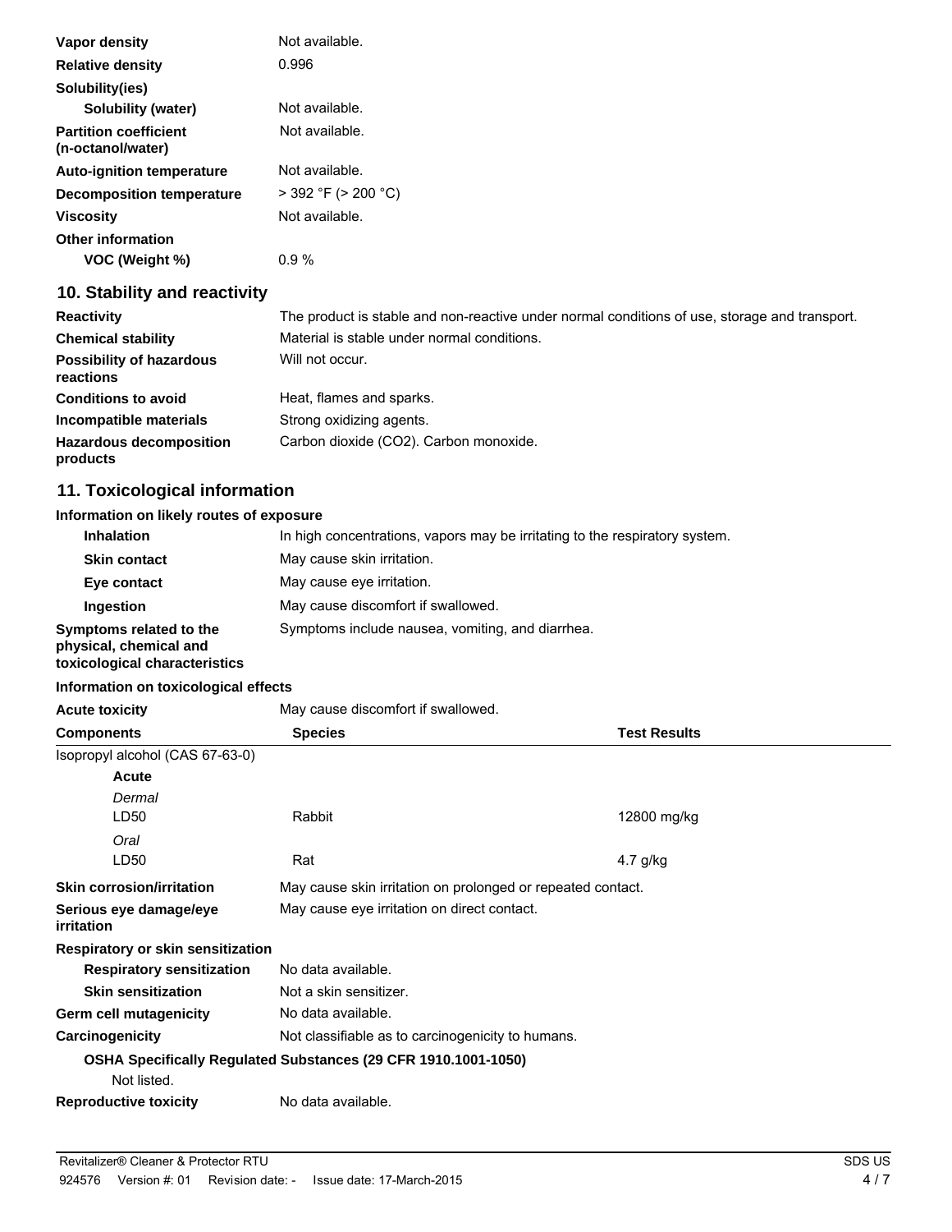| | |
|---|---|
| **Vapor density** | Not available. |
| **Relative density** | 0.996 |
| **Solubility(ies)** | |
| **Solubility (water)** | Not available. |
| **Partition coefficient (n-octanol/water)** | Not available. |
| **Auto-ignition temperature** | Not available. |
| **Decomposition temperature** | > 392 °F (> 200 °C) |
| **Viscosity** | Not available. |
| **Other information** | |
| **VOC (Weight %)** | 0.9 % |

## 10. Stability and reactivity

| | |
|---|---|
| **Reactivity** | The product is stable and non-reactive under normal conditions of use, storage and transport. |
| **Chemical stability** | Material is stable under normal conditions. |
| **Possibility of hazardous reactions** | Will not occur. |
| **Conditions to avoid** | Heat, flames and sparks. |
| **Incompatible materials** | Strong oxidizing agents. |
| **Hazardous decomposition products** | Carbon dioxide ($CO_2$). Carbon monoxide. |

## 11. Toxicological information

**Information on likely routes of exposure**

| | |
|---|---|
| **Inhalation** | In high concentrations, vapors may be irritating to the respiratory system. |
| **Skin contact** | May cause skin irritation. |
| **Eye contact** | May cause eye irritation. |
| **Ingestion** | May cause discomfort if swallowed. |
| **Symptoms related to the physical, chemical and toxicological characteristics** | Symptoms include nausea, vomiting, and diarrhea. |

**Information on toxicological effects**

**Acute toxicity** May cause discomfort if swallowed.

| Components | Species | Test Results |
|---|---|---|
| Isopropyl alcohol (CAS 67-63-0) | | |
| **Acute** | | |
| *Dermal* | | |
| LD50 | Rabbit | 12800 mg/kg |
| *Oral* | | |
| LD50 | Rat | 4.7 g/kg |

| | |
|---|---|
| **Skin corrosion/irritation** | May cause skin irritation on prolonged or repeated contact. |
| **Serious eye damage/eye irritation** | May cause eye irritation on direct contact. |
| **Respiratory or skin sensitization** | |
| **Respiratory sensitization** | No data available. |
| **Skin sensitization** | Not a skin sensitizer. |
| **Germ cell mutagenicity** | No data available. |
| **Carcinogenicity** | Not classifiable as to carcinogenicity to humans. |

**OSHA Specifically Regulated Substances (29 CFR 1910.1001-1050)**

Not listed.

| | |
|---|---|
| **Reproductive toxicity** | No data available. |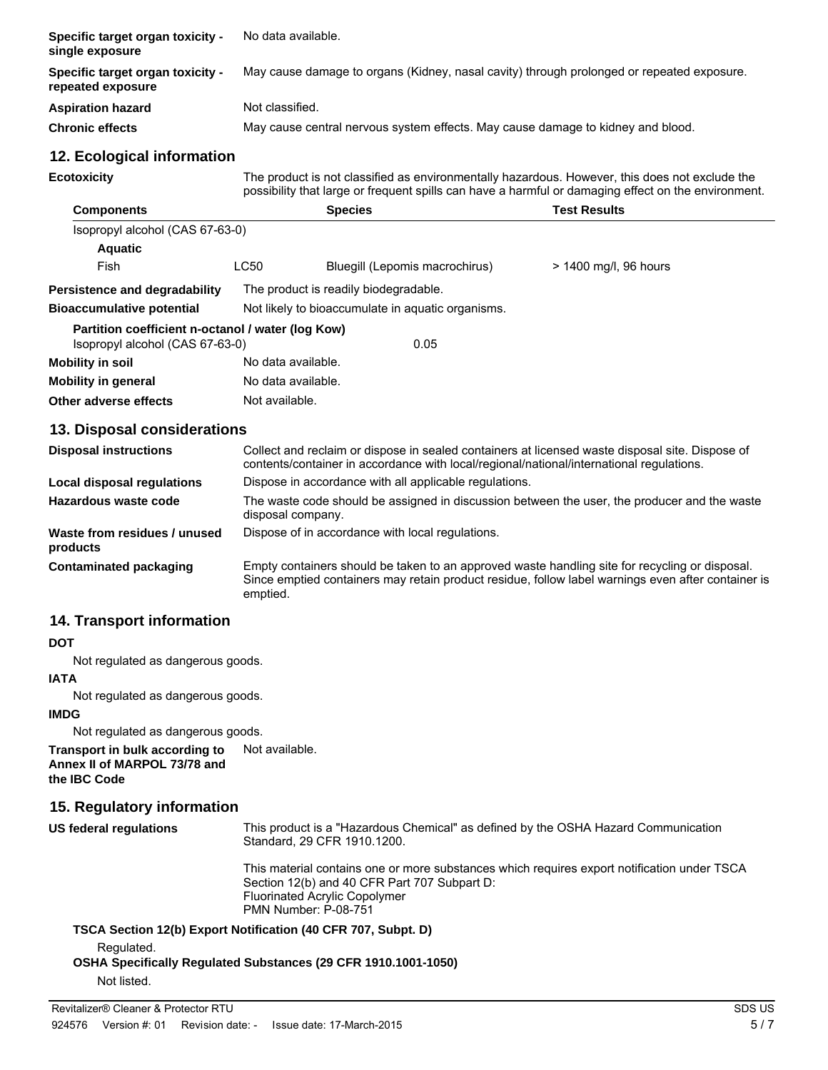**Specific target organ toxicity - single exposure** No data available.

**Specific target organ toxicity - repeated exposure** May cause damage to organs (Kidney, nasal cavity) through prolonged or repeated exposure.

**Aspiration hazard** Not classified.

**Chronic effects** May cause central nervous system effects. May cause damage to kidney and blood.

## 12. Ecological information

**Ecotoxicity** The product is not classified as environmentally hazardous. However, this does not exclude the possibility that large or frequent spills can have a harmful or damaging effect on the environment.

| Components | | Species | Test Results |
|---|---|---|---|
| Isopropyl alcohol (CAS 67-63-0) | | | |
| **Aquatic** | | | |
| Fish | LC50 | Bluegill (Lepomis macrochirus) | > 1400 mg/l, 96 hours |

**Persistence and degradability** The product is readily biodegradable.

**Bioaccumulative potential** Not likely to bioaccumulate in aquatic organisms.

**Partition coefficient n-octanol / water (log Kow)**
Isopropyl alcohol (CAS 67-63-0) 0.05

**Mobility in soil** No data available.

**Mobility in general** No data available.

**Other adverse effects** Not available.

## 13. Disposal considerations

**Disposal instructions** Collect and reclaim or dispose in sealed containers at licensed waste disposal site. Dispose of contents/container in accordance with local/regional/national/international regulations.

**Local disposal regulations** Dispose in accordance with all applicable regulations.

**Hazardous waste code** The waste code should be assigned in discussion between the user, the producer and the waste disposal company.

**Waste from residues / unused products** Dispose of in accordance with local regulations.

**Contaminated packaging** Empty containers should be taken to an approved waste handling site for recycling or disposal. Since emptied containers may retain product residue, follow label warnings even after container is emptied.

## 14. Transport information

**DOT**

Not regulated as dangerous goods.

**IATA**

Not regulated as dangerous goods.

**IMDG**

Not regulated as dangerous goods.

**Transport in bulk according to Annex II of MARPOL 73/78 and the IBC Code** Not available.

## 15. Regulatory information

**US federal regulations** This product is a "Hazardous Chemical" as defined by the OSHA Hazard Communication Standard, 29 CFR 1910.1200.

This material contains one or more substances which requires export notification under TSCA Section 12(b) and 40 CFR Part 707 Subpart D:
Fluorinated Acrylic Copolymer
PMN Number: P-08-751

**TSCA Section 12(b) Export Notification (40 CFR 707, Subpt. D)**

Regulated.

**OSHA Specifically Regulated Substances (29 CFR 1910.1001-1050)**

Not listed.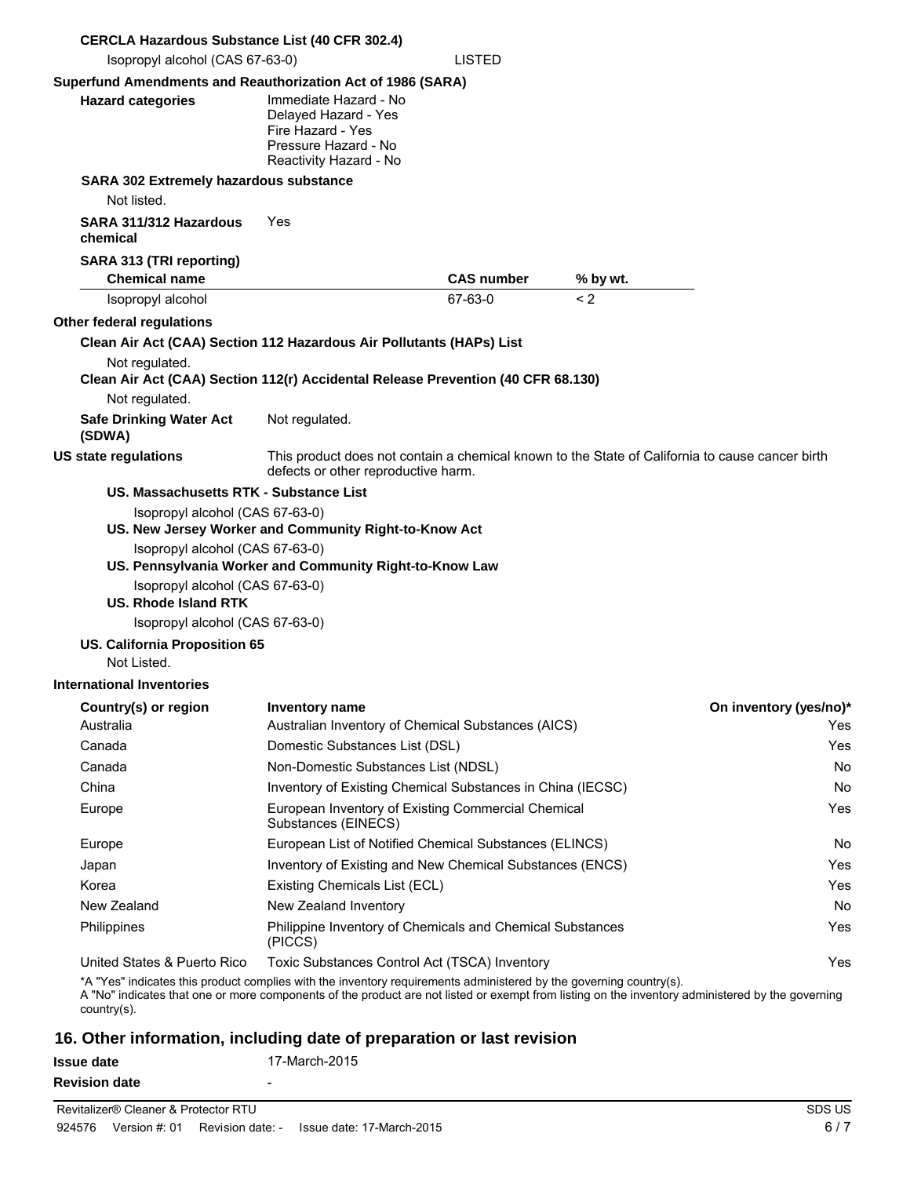**CERCLA Hazardous Substance List (40 CFR 302.4)**

Isopropyl alcohol (CAS 67-63-0) LISTED

**Superfund Amendments and Reauthorization Act of 1986 (SARA)**

**Hazard categories**
Immediate Hazard - No
Delayed Hazard - Yes
Fire Hazard - Yes
Pressure Hazard - No
Reactivity Hazard - No

**SARA 302 Extremely hazardous substance**

Not listed.

**SARA 311/312 Hazardous chemical** Yes

**SARA 313 (TRI reporting)**

| Chemical name | CAS number | % by wt. |
|---|---|---|
| Isopropyl alcohol | 67-63-0 | < 2 |

**Other federal regulations**

**Clean Air Act (CAA) Section 112 Hazardous Air Pollutants (HAPs) List**

Not regulated.

**Clean Air Act (CAA) Section 112(r) Accidental Release Prevention (40 CFR 68.130)**

Not regulated.

**Safe Drinking Water Act (SDWA)** Not regulated.

**US state regulations** This product does not contain a chemical known to the State of California to cause cancer birth defects or other reproductive harm.

**US. Massachusetts RTK - Substance List**

Isopropyl alcohol (CAS 67-63-0)

**US. New Jersey Worker and Community Right-to-Know Act**

Isopropyl alcohol (CAS 67-63-0)

**US. Pennsylvania Worker and Community Right-to-Know Law**

Isopropyl alcohol (CAS 67-63-0)

**US. Rhode Island RTK**

Isopropyl alcohol (CAS 67-63-0)

**US. California Proposition 65**

Not Listed.

**International Inventories**

| Country(s) or region | Inventory name | On inventory (yes/no)* |
|---|---|---|
| Australia | Australian Inventory of Chemical Substances (AICS) | Yes |
| Canada | Domestic Substances List (DSL) | Yes |
| Canada | Non-Domestic Substances List (NDSL) | No |
| China | Inventory of Existing Chemical Substances in China (IECSC) | No |
| Europe | European Inventory of Existing Commercial Chemical Substances (EINECS) | Yes |
| Europe | European List of Notified Chemical Substances (ELINCS) | No |
| Japan | Inventory of Existing and New Chemical Substances (ENCS) | Yes |
| Korea | Existing Chemicals List (ECL) | Yes |
| New Zealand | New Zealand Inventory | No |
| Philippines | Philippine Inventory of Chemicals and Chemical Substances (PICCS) | Yes |
| United States & Puerto Rico | Toxic Substances Control Act (TSCA) Inventory | Yes |

*A "Yes" indicates this product complies with the inventory requirements administered by the governing country(s).
A "No" indicates that one or more components of the product are not listed or exempt from listing on the inventory administered by the governing country(s).

## 16. Other information, including date of preparation or last revision

**Issue date** 17-March-2015

**Revision date** -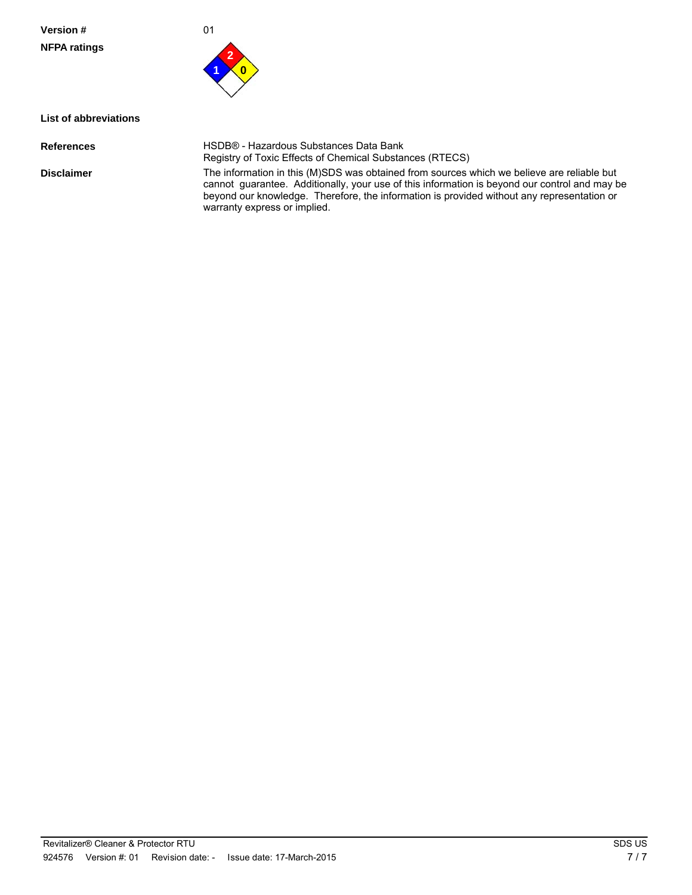**Version #** 01

**NFPA ratings**

2
1 0

**List of abbreviations**

**References**
HSDB® - Hazardous Substances Data Bank
Registry of Toxic Effects of Chemical Substances (RTECS)

**Disclaimer**
The information in this (M)SDS was obtained from sources which we believe are reliable but cannot guarantee. Additionally, your use of this information is beyond our control and may be beyond our knowledge. Therefore, the information is provided without any representation or warranty express or implied.